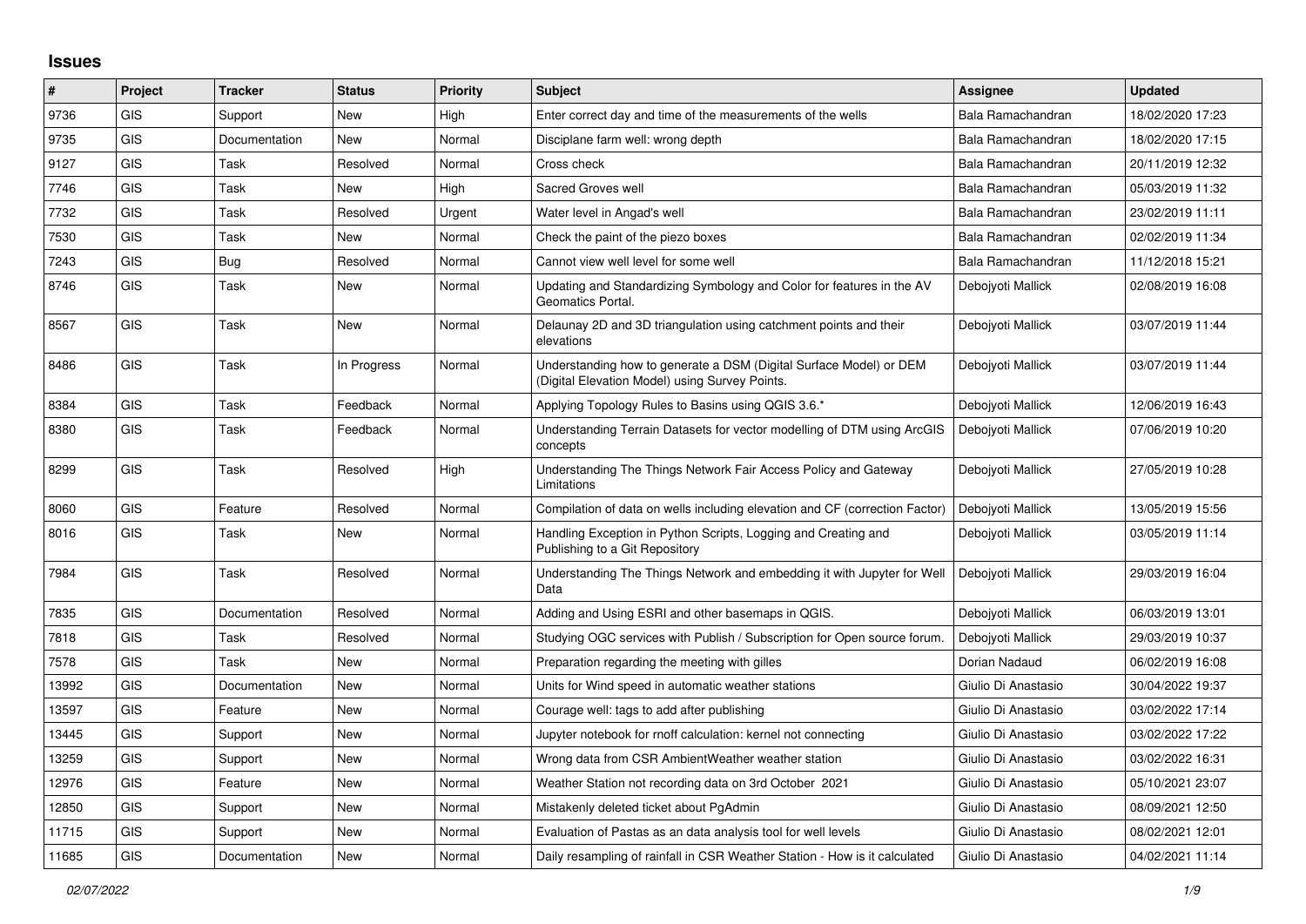# Issues

| # | Project | Tracker | Status | Priority | Subject | Assignee | Updated |
|---|---|---|---|---|---|---|---|
| 9736 | GIS | Support | New | High | Enter correct day and time of the measurements of the wells | Bala Ramachandran | 18/02/2020 17:23 |
| 9735 | GIS | Documentation | New | Normal | Disciplane farm well: wrong depth | Bala Ramachandran | 18/02/2020 17:15 |
| 9127 | GIS | Task | Resolved | Normal | Cross check | Bala Ramachandran | 20/11/2019 12:32 |
| 7746 | GIS | Task | New | High | Sacred Groves well | Bala Ramachandran | 05/03/2019 11:32 |
| 7732 | GIS | Task | Resolved | Urgent | Water level in Angad's well | Bala Ramachandran | 23/02/2019 11:11 |
| 7530 | GIS | Task | New | Normal | Check the paint of the piezo boxes | Bala Ramachandran | 02/02/2019 11:34 |
| 7243 | GIS | Bug | Resolved | Normal | Cannot view well level for some well | Bala Ramachandran | 11/12/2018 15:21 |
| 8746 | GIS | Task | New | Normal | Updating and Standardizing Symbology and Color for features in the AV Geomatics Portal. | Debojyoti Mallick | 02/08/2019 16:08 |
| 8567 | GIS | Task | New | Normal | Delaunay 2D and 3D triangulation using catchment points and their elevations | Debojyoti Mallick | 03/07/2019 11:44 |
| 8486 | GIS | Task | In Progress | Normal | Understanding how to generate a DSM (Digital Surface Model) or DEM (Digital Elevation Model) using Survey Points. | Debojyoti Mallick | 03/07/2019 11:44 |
| 8384 | GIS | Task | Feedback | Normal | Applying Topology Rules to Basins using QGIS 3.6.* | Debojyoti Mallick | 12/06/2019 16:43 |
| 8380 | GIS | Task | Feedback | Normal | Understanding Terrain Datasets for vector modelling of DTM using ArcGIS concepts | Debojyoti Mallick | 07/06/2019 10:20 |
| 8299 | GIS | Task | Resolved | High | Understanding The Things Network Fair Access Policy and Gateway Limitations | Debojyoti Mallick | 27/05/2019 10:28 |
| 8060 | GIS | Feature | Resolved | Normal | Compilation of data on wells including elevation and CF (correction Factor) | Debojyoti Mallick | 13/05/2019 15:56 |
| 8016 | GIS | Task | New | Normal | Handling Exception in Python Scripts, Logging and Creating and Publishing to a Git Repository | Debojyoti Mallick | 03/05/2019 11:14 |
| 7984 | GIS | Task | Resolved | Normal | Understanding The Things Network and embedding it with Jupyter for Well Data | Debojyoti Mallick | 29/03/2019 16:04 |
| 7835 | GIS | Documentation | Resolved | Normal | Adding and Using ESRI and other basemaps in QGIS. | Debojyoti Mallick | 06/03/2019 13:01 |
| 7818 | GIS | Task | Resolved | Normal | Studying OGC services with Publish / Subscription for Open source forum. | Debojyoti Mallick | 29/03/2019 10:37 |
| 7578 | GIS | Task | New | Normal | Preparation regarding the meeting with gilles | Dorian Nadaud | 06/02/2019 16:08 |
| 13992 | GIS | Documentation | New | Normal | Units for Wind speed in automatic weather stations | Giulio Di Anastasio | 30/04/2022 19:37 |
| 13597 | GIS | Feature | New | Normal | Courage well: tags to add after publishing | Giulio Di Anastasio | 03/02/2022 17:14 |
| 13445 | GIS | Support | New | Normal | Jupyter notebook for rnoff calculation: kernel not connecting | Giulio Di Anastasio | 03/02/2022 17:22 |
| 13259 | GIS | Support | New | Normal | Wrong data from CSR AmbientWeather weather station | Giulio Di Anastasio | 03/02/2022 16:31 |
| 12976 | GIS | Feature | New | Normal | Weather Station not recording data on 3rd October 2021 | Giulio Di Anastasio | 05/10/2021 23:07 |
| 12850 | GIS | Support | New | Normal | Mistakenly deleted ticket about PgAdmin | Giulio Di Anastasio | 08/09/2021 12:50 |
| 11715 | GIS | Support | New | Normal | Evaluation of Pastas as an data analysis tool for well levels | Giulio Di Anastasio | 08/02/2021 12:01 |
| 11685 | GIS | Documentation | New | Normal | Daily resampling of rainfall in CSR Weather Station - How is it calculated | Giulio Di Anastasio | 04/02/2021 11:14 |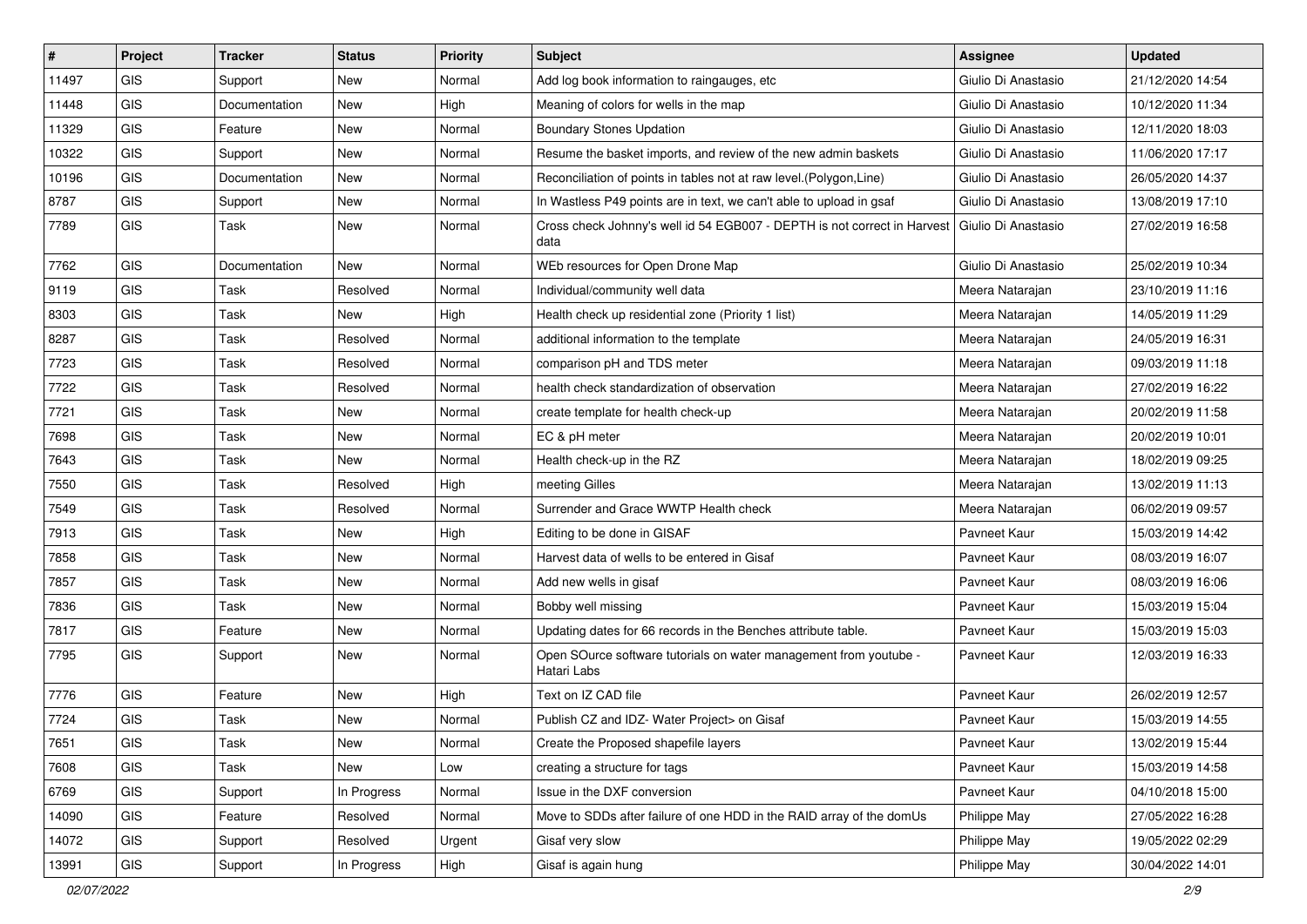| # | Project | Tracker | Status | Priority | Subject | Assignee | Updated |
|---|---|---|---|---|---|---|---|
| 11497 | GIS | Support | New | Normal | Add log book information to raingauges, etc | Giulio Di Anastasio | 21/12/2020 14:54 |
| 11448 | GIS | Documentation | New | High | Meaning of colors for wells in the map | Giulio Di Anastasio | 10/12/2020 11:34 |
| 11329 | GIS | Feature | New | Normal | Boundary Stones Updation | Giulio Di Anastasio | 12/11/2020 18:03 |
| 10322 | GIS | Support | New | Normal | Resume the basket imports, and review of the new admin baskets | Giulio Di Anastasio | 11/06/2020 17:17 |
| 10196 | GIS | Documentation | New | Normal | Reconciliation of points in tables not at raw level.(Polygon,Line) | Giulio Di Anastasio | 26/05/2020 14:37 |
| 8787 | GIS | Support | New | Normal | In Wastless P49 points are in text, we can't able to upload in gsaf | Giulio Di Anastasio | 13/08/2019 17:10 |
| 7789 | GIS | Task | New | Normal | Cross check Johnny's well id 54 EGB007 - DEPTH is not correct in Harvest data | Giulio Di Anastasio | 27/02/2019 16:58 |
| 7762 | GIS | Documentation | New | Normal | WEb resources for Open Drone Map | Giulio Di Anastasio | 25/02/2019 10:34 |
| 9119 | GIS | Task | Resolved | Normal | Individual/community well data | Meera Natarajan | 23/10/2019 11:16 |
| 8303 | GIS | Task | New | High | Health check up residential zone (Priority 1 list) | Meera Natarajan | 14/05/2019 11:29 |
| 8287 | GIS | Task | Resolved | Normal | additional information to the template | Meera Natarajan | 24/05/2019 16:31 |
| 7723 | GIS | Task | Resolved | Normal | comparison pH and TDS meter | Meera Natarajan | 09/03/2019 11:18 |
| 7722 | GIS | Task | Resolved | Normal | health check standardization of observation | Meera Natarajan | 27/02/2019 16:22 |
| 7721 | GIS | Task | New | Normal | create template for health check-up | Meera Natarajan | 20/02/2019 11:58 |
| 7698 | GIS | Task | New | Normal | EC & pH meter | Meera Natarajan | 20/02/2019 10:01 |
| 7643 | GIS | Task | New | Normal | Health check-up in the RZ | Meera Natarajan | 18/02/2019 09:25 |
| 7550 | GIS | Task | Resolved | High | meeting Gilles | Meera Natarajan | 13/02/2019 11:13 |
| 7549 | GIS | Task | Resolved | Normal | Surrender and Grace WWTP Health check | Meera Natarajan | 06/02/2019 09:57 |
| 7913 | GIS | Task | New | High | Editing to be done in GISAF | Pavneet Kaur | 15/03/2019 14:42 |
| 7858 | GIS | Task | New | Normal | Harvest data of wells to be entered in Gisaf | Pavneet Kaur | 08/03/2019 16:07 |
| 7857 | GIS | Task | New | Normal | Add new wells in gisaf | Pavneet Kaur | 08/03/2019 16:06 |
| 7836 | GIS | Task | New | Normal | Bobby well missing | Pavneet Kaur | 15/03/2019 15:04 |
| 7817 | GIS | Feature | New | Normal | Updating dates for 66 records in the Benches attribute table. | Pavneet Kaur | 15/03/2019 15:03 |
| 7795 | GIS | Support | New | Normal | Open SOurce software tutorials on water management from youtube - Hatari Labs | Pavneet Kaur | 12/03/2019 16:33 |
| 7776 | GIS | Feature | New | High | Text on IZ CAD file | Pavneet Kaur | 26/02/2019 12:57 |
| 7724 | GIS | Task | New | Normal | Publish CZ and IDZ- Water Project> on Gisaf | Pavneet Kaur | 15/03/2019 14:55 |
| 7651 | GIS | Task | New | Normal | Create the Proposed shapefile layers | Pavneet Kaur | 13/02/2019 15:44 |
| 7608 | GIS | Task | New | Low | creating a structure for tags | Pavneet Kaur | 15/03/2019 14:58 |
| 6769 | GIS | Support | In Progress | Normal | Issue in the DXF conversion | Pavneet Kaur | 04/10/2018 15:00 |
| 14090 | GIS | Feature | Resolved | Normal | Move to SDDs after failure of one HDD in the RAID array of the domUs | Philippe May | 27/05/2022 16:28 |
| 14072 | GIS | Support | Resolved | Urgent | Gisaf very slow | Philippe May | 19/05/2022 02:29 |
| 13991 | GIS | Support | In Progress | High | Gisaf is again hung | Philippe May | 30/04/2022 14:01 |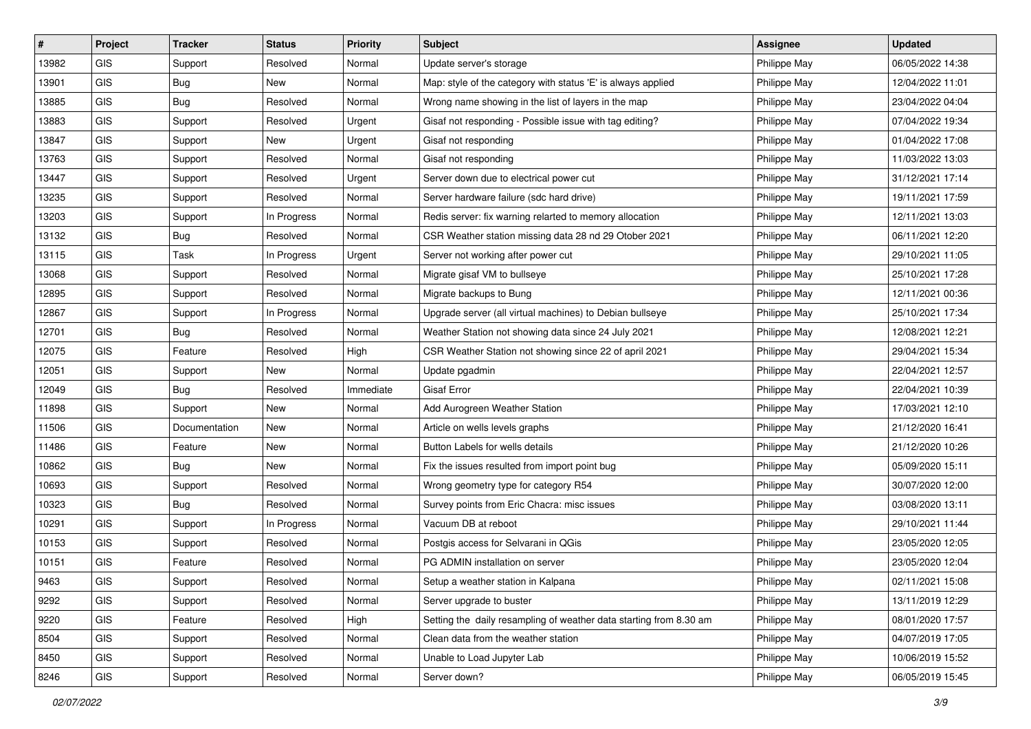| # | Project | Tracker | Status | Priority | Subject | Assignee | Updated |
|---|---|---|---|---|---|---|---|
| 13982 | GIS | Support | Resolved | Normal | Update server's storage | Philippe May | 06/05/2022 14:38 |
| 13901 | GIS | Bug | New | Normal | Map: style of the category with status 'E' is always applied | Philippe May | 12/04/2022 11:01 |
| 13885 | GIS | Bug | Resolved | Normal | Wrong name showing in the list of layers in the map | Philippe May | 23/04/2022 04:04 |
| 13883 | GIS | Support | Resolved | Urgent | Gisaf not responding - Possible issue with tag editing? | Philippe May | 07/04/2022 19:34 |
| 13847 | GIS | Support | New | Urgent | Gisaf not responding | Philippe May | 01/04/2022 17:08 |
| 13763 | GIS | Support | Resolved | Normal | Gisaf not responding | Philippe May | 11/03/2022 13:03 |
| 13447 | GIS | Support | Resolved | Urgent | Server down due to electrical power cut | Philippe May | 31/12/2021 17:14 |
| 13235 | GIS | Support | Resolved | Normal | Server hardware failure (sdc hard drive) | Philippe May | 19/11/2021 17:59 |
| 13203 | GIS | Support | In Progress | Normal | Redis server: fix warning relarted to memory allocation | Philippe May | 12/11/2021 13:03 |
| 13132 | GIS | Bug | Resolved | Normal | CSR Weather station missing data 28 nd 29 Otober 2021 | Philippe May | 06/11/2021 12:20 |
| 13115 | GIS | Task | In Progress | Urgent | Server not working after power cut | Philippe May | 29/10/2021 11:05 |
| 13068 | GIS | Support | Resolved | Normal | Migrate gisaf VM to bullseye | Philippe May | 25/10/2021 17:28 |
| 12895 | GIS | Support | Resolved | Normal | Migrate backups to Bung | Philippe May | 12/11/2021 00:36 |
| 12867 | GIS | Support | In Progress | Normal | Upgrade server (all virtual machines) to Debian bullseye | Philippe May | 25/10/2021 17:34 |
| 12701 | GIS | Bug | Resolved | Normal | Weather Station not showing data since 24 July 2021 | Philippe May | 12/08/2021 12:21 |
| 12075 | GIS | Feature | Resolved | High | CSR Weather Station not showing since 22 of april 2021 | Philippe May | 29/04/2021 15:34 |
| 12051 | GIS | Support | New | Normal | Update pgadmin | Philippe May | 22/04/2021 12:57 |
| 12049 | GIS | Bug | Resolved | Immediate | Gisaf Error | Philippe May | 22/04/2021 10:39 |
| 11898 | GIS | Support | New | Normal | Add Aurogreen Weather Station | Philippe May | 17/03/2021 12:10 |
| 11506 | GIS | Documentation | New | Normal | Article on wells levels graphs | Philippe May | 21/12/2020 16:41 |
| 11486 | GIS | Feature | New | Normal | Button Labels for wells details | Philippe May | 21/12/2020 10:26 |
| 10862 | GIS | Bug | New | Normal | Fix the issues resulted from import point bug | Philippe May | 05/09/2020 15:11 |
| 10693 | GIS | Support | Resolved | Normal | Wrong geometry type for category R54 | Philippe May | 30/07/2020 12:00 |
| 10323 | GIS | Bug | Resolved | Normal | Survey points from Eric Chacra: misc issues | Philippe May | 03/08/2020 13:11 |
| 10291 | GIS | Support | In Progress | Normal | Vacuum DB at reboot | Philippe May | 29/10/2021 11:44 |
| 10153 | GIS | Support | Resolved | Normal | Postgis access for Selvarani in QGis | Philippe May | 23/05/2020 12:05 |
| 10151 | GIS | Feature | Resolved | Normal | PG ADMIN installation on server | Philippe May | 23/05/2020 12:04 |
| 9463 | GIS | Support | Resolved | Normal | Setup a weather station in Kalpana | Philippe May | 02/11/2021 15:08 |
| 9292 | GIS | Support | Resolved | Normal | Server upgrade to buster | Philippe May | 13/11/2019 12:29 |
| 9220 | GIS | Feature | Resolved | High | Setting the daily resampling of weather data starting from 8.30 am | Philippe May | 08/01/2020 17:57 |
| 8504 | GIS | Support | Resolved | Normal | Clean data from the weather station | Philippe May | 04/07/2019 17:05 |
| 8450 | GIS | Support | Resolved | Normal | Unable to Load Jupyter Lab | Philippe May | 10/06/2019 15:52 |
| 8246 | GIS | Support | Resolved | Normal | Server down? | Philippe May | 06/05/2019 15:45 |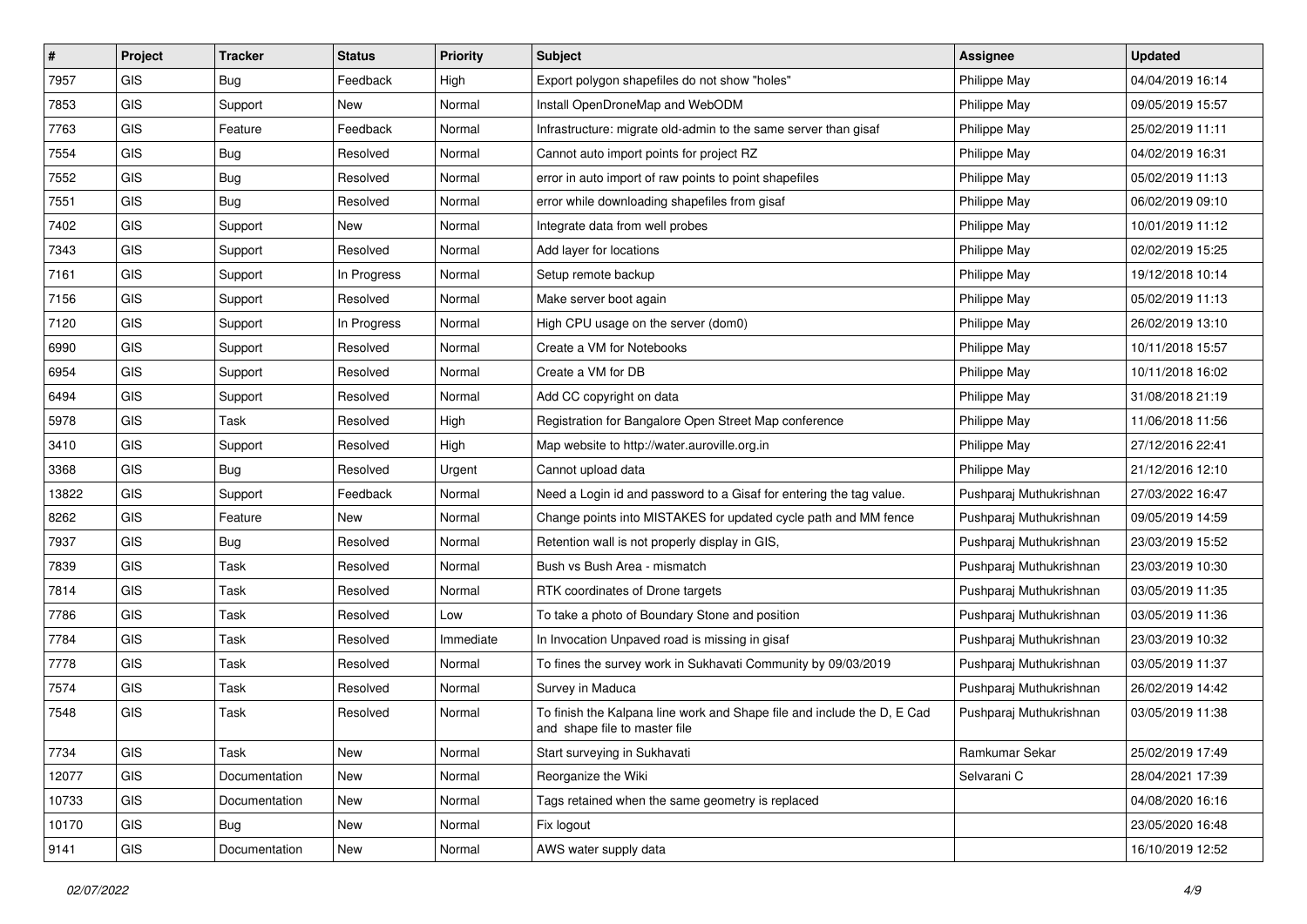| # | Project | Tracker | Status | Priority | Subject | Assignee | Updated |
| --- | --- | --- | --- | --- | --- | --- | --- |
| 7957 | GIS | Bug | Feedback | High | Export polygon shapefiles do not show "holes" | Philippe May | 04/04/2019 16:14 |
| 7853 | GIS | Support | New | Normal | Install OpenDroneMap and WebODM | Philippe May | 09/05/2019 15:57 |
| 7763 | GIS | Feature | Feedback | Normal | Infrastructure: migrate old-admin to the same server than gisaf | Philippe May | 25/02/2019 11:11 |
| 7554 | GIS | Bug | Resolved | Normal | Cannot auto import points for project RZ | Philippe May | 04/02/2019 16:31 |
| 7552 | GIS | Bug | Resolved | Normal | error in auto import of raw points to point shapefiles | Philippe May | 05/02/2019 11:13 |
| 7551 | GIS | Bug | Resolved | Normal | error while downloading shapefiles from gisaf | Philippe May | 06/02/2019 09:10 |
| 7402 | GIS | Support | New | Normal | Integrate data from well probes | Philippe May | 10/01/2019 11:12 |
| 7343 | GIS | Support | Resolved | Normal | Add layer for locations | Philippe May | 02/02/2019 15:25 |
| 7161 | GIS | Support | In Progress | Normal | Setup remote backup | Philippe May | 19/12/2018 10:14 |
| 7156 | GIS | Support | Resolved | Normal | Make server boot again | Philippe May | 05/02/2019 11:13 |
| 7120 | GIS | Support | In Progress | Normal | High CPU usage on the server (dom0) | Philippe May | 26/02/2019 13:10 |
| 6990 | GIS | Support | Resolved | Normal | Create a VM for Notebooks | Philippe May | 10/11/2018 15:57 |
| 6954 | GIS | Support | Resolved | Normal | Create a VM for DB | Philippe May | 10/11/2018 16:02 |
| 6494 | GIS | Support | Resolved | Normal | Add CC copyright on data | Philippe May | 31/08/2018 21:19 |
| 5978 | GIS | Task | Resolved | High | Registration for Bangalore Open Street Map conference | Philippe May | 11/06/2018 11:56 |
| 3410 | GIS | Support | Resolved | High | Map website to http://water.auroville.org.in | Philippe May | 27/12/2016 22:41 |
| 3368 | GIS | Bug | Resolved | Urgent | Cannot upload data | Philippe May | 21/12/2016 12:10 |
| 13822 | GIS | Support | Feedback | Normal | Need a Login id and password to a Gisaf for entering the tag value. | Pushparaj Muthukrishnan | 27/03/2022 16:47 |
| 8262 | GIS | Feature | New | Normal | Change points into MISTAKES for updated cycle path and MM fence | Pushparaj Muthukrishnan | 09/05/2019 14:59 |
| 7937 | GIS | Bug | Resolved | Normal | Retention wall is not properly display in GIS, | Pushparaj Muthukrishnan | 23/03/2019 15:52 |
| 7839 | GIS | Task | Resolved | Normal | Bush vs Bush Area - mismatch | Pushparaj Muthukrishnan | 23/03/2019 10:30 |
| 7814 | GIS | Task | Resolved | Normal | RTK coordinates of Drone targets | Pushparaj Muthukrishnan | 03/05/2019 11:35 |
| 7786 | GIS | Task | Resolved | Low | To take a photo of Boundary Stone and position | Pushparaj Muthukrishnan | 03/05/2019 11:36 |
| 7784 | GIS | Task | Resolved | Immediate | In Invocation Unpaved road is missing in gisaf | Pushparaj Muthukrishnan | 23/03/2019 10:32 |
| 7778 | GIS | Task | Resolved | Normal | To fines the survey work in Sukhavati Community by 09/03/2019 | Pushparaj Muthukrishnan | 03/05/2019 11:37 |
| 7574 | GIS | Task | Resolved | Normal | Survey in Maduca | Pushparaj Muthukrishnan | 26/02/2019 14:42 |
| 7548 | GIS | Task | Resolved | Normal | To finish the Kalpana line work and Shape file and include the D, E Cad and shape file to master file | Pushparaj Muthukrishnan | 03/05/2019 11:38 |
| 7734 | GIS | Task | New | Normal | Start surveying in Sukhavati | Ramkumar Sekar | 25/02/2019 17:49 |
| 12077 | GIS | Documentation | New | Normal | Reorganize the Wiki | Selvarani C | 28/04/2021 17:39 |
| 10733 | GIS | Documentation | New | Normal | Tags retained when the same geometry is replaced | | 04/08/2020 16:16 |
| 10170 | GIS | Bug | New | Normal | Fix logout | | 23/05/2020 16:48 |
| 9141 | GIS | Documentation | New | Normal | AWS water supply data | | 16/10/2019 12:52 |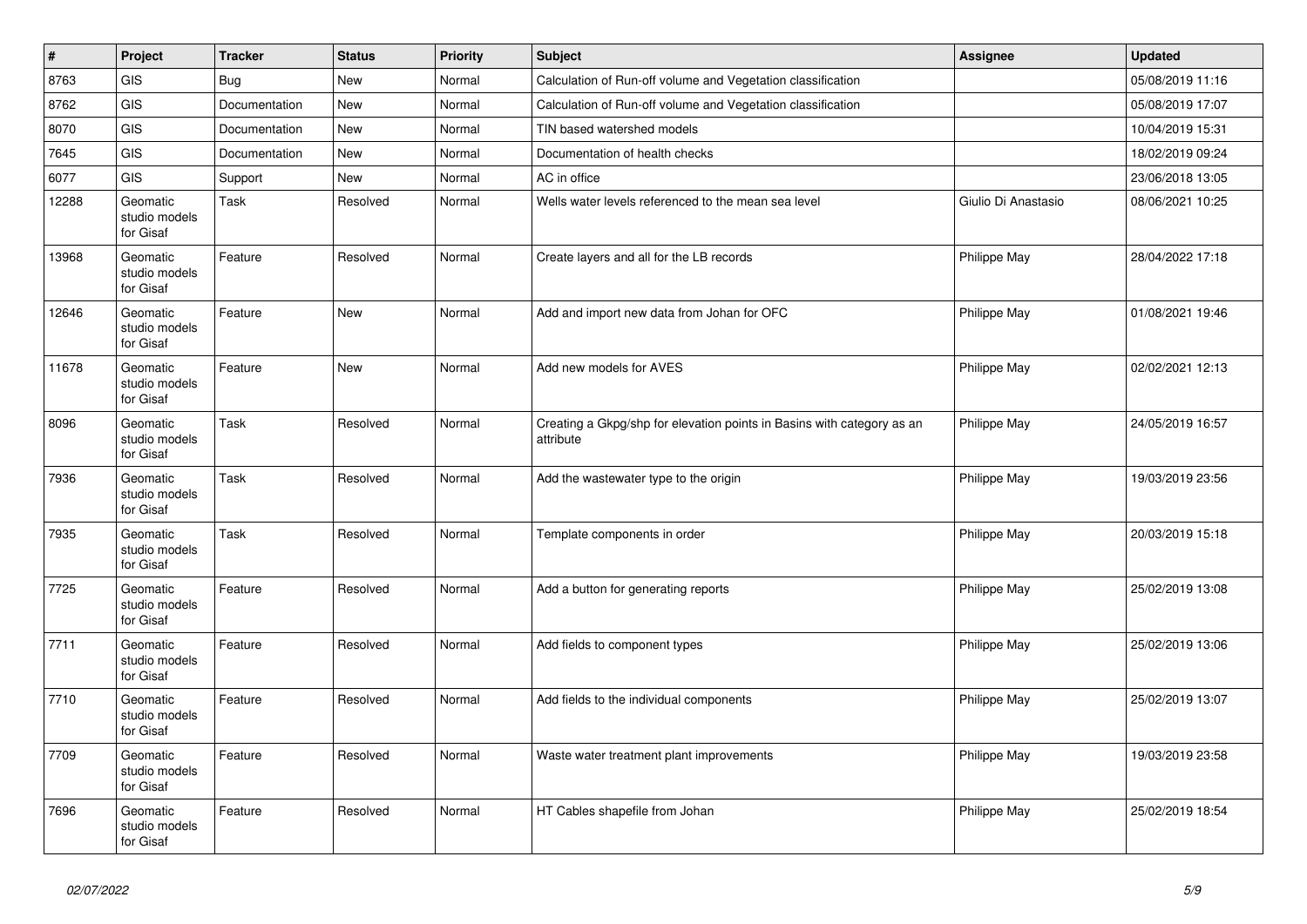| # | Project | Tracker | Status | Priority | Subject | Assignee | Updated |
|---|---|---|---|---|---|---|---|
| 8763 | GIS | Bug | New | Normal | Calculation of Run-off volume and Vegetation classification | | 05/08/2019 11:16 |
| 8762 | GIS | Documentation | New | Normal | Calculation of Run-off volume and Vegetation classification | | 05/08/2019 17:07 |
| 8070 | GIS | Documentation | New | Normal | TIN based watershed models | | 10/04/2019 15:31 |
| 7645 | GIS | Documentation | New | Normal | Documentation of health checks | | 18/02/2019 09:24 |
| 6077 | GIS | Support | New | Normal | AC in office | | 23/06/2018 13:05 |
| 12288 | Geomatic studio models for Gisaf | Task | Resolved | Normal | Wells water levels referenced to the mean sea level | Giulio Di Anastasio | 08/06/2021 10:25 |
| 13968 | Geomatic studio models for Gisaf | Feature | Resolved | Normal | Create layers and all for the LB records | Philippe May | 28/04/2022 17:18 |
| 12646 | Geomatic studio models for Gisaf | Feature | New | Normal | Add and import new data from Johan for OFC | Philippe May | 01/08/2021 19:46 |
| 11678 | Geomatic studio models for Gisaf | Feature | New | Normal | Add new models for AVES | Philippe May | 02/02/2021 12:13 |
| 8096 | Geomatic studio models for Gisaf | Task | Resolved | Normal | Creating a Gkpg/shp for elevation points in Basins with category as an attribute | Philippe May | 24/05/2019 16:57 |
| 7936 | Geomatic studio models for Gisaf | Task | Resolved | Normal | Add the wastewater type to the origin | Philippe May | 19/03/2019 23:56 |
| 7935 | Geomatic studio models for Gisaf | Task | Resolved | Normal | Template components in order | Philippe May | 20/03/2019 15:18 |
| 7725 | Geomatic studio models for Gisaf | Feature | Resolved | Normal | Add a button for generating reports | Philippe May | 25/02/2019 13:08 |
| 7711 | Geomatic studio models for Gisaf | Feature | Resolved | Normal | Add fields to component types | Philippe May | 25/02/2019 13:06 |
| 7710 | Geomatic studio models for Gisaf | Feature | Resolved | Normal | Add fields to the individual components | Philippe May | 25/02/2019 13:07 |
| 7709 | Geomatic studio models for Gisaf | Feature | Resolved | Normal | Waste water treatment plant improvements | Philippe May | 19/03/2019 23:58 |
| 7696 | Geomatic studio models for Gisaf | Feature | Resolved | Normal | HT Cables shapefile from Johan | Philippe May | 25/02/2019 18:54 |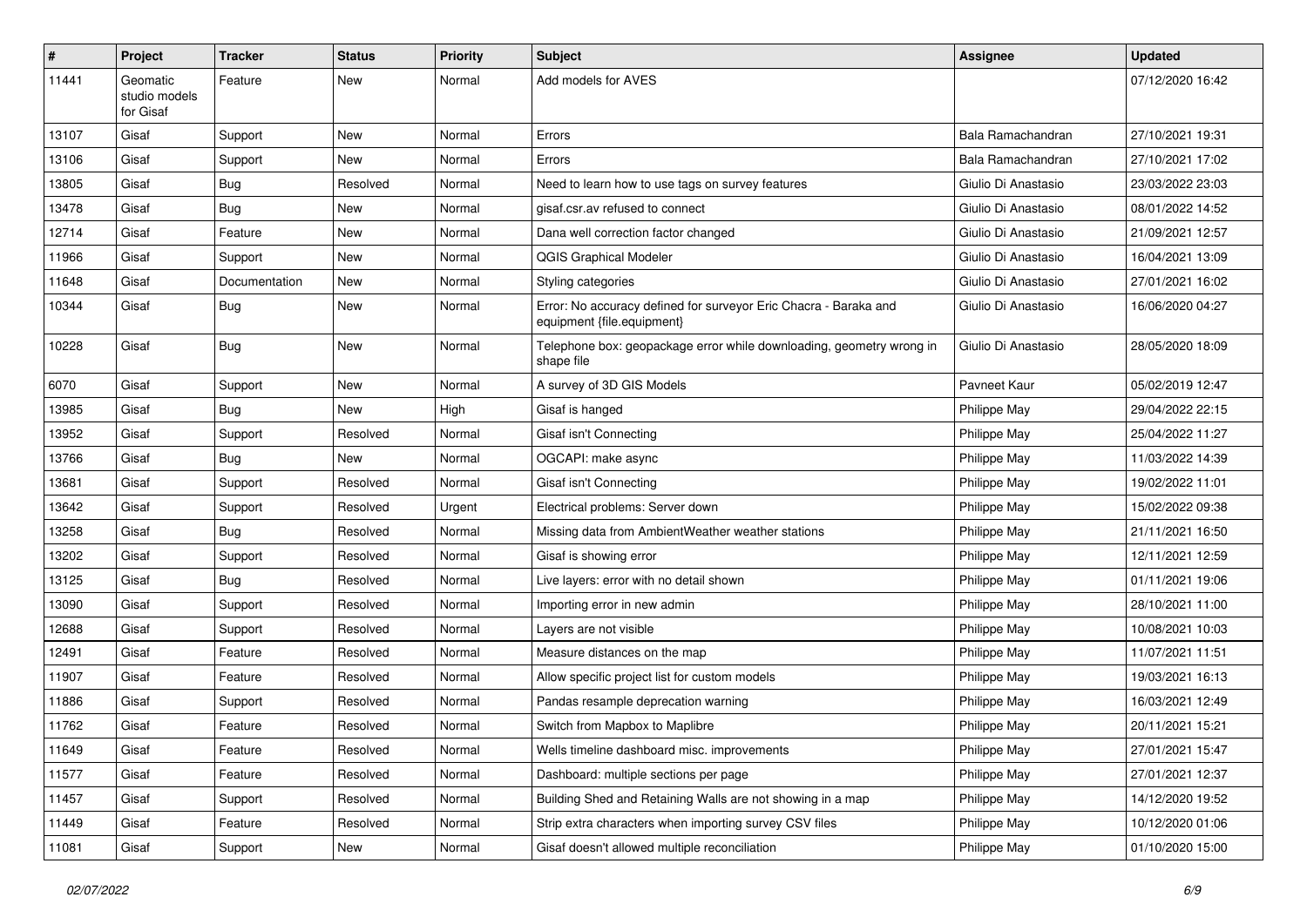| # | Project | Tracker | Status | Priority | Subject | Assignee | Updated |
|---|---|---|---|---|---|---|---|
| 11441 | Geomatic studio models for Gisaf | Feature | New | Normal | Add models for AVES | | 07/12/2020 16:42 |
| 13107 | Gisaf | Support | New | Normal | Errors | Bala Ramachandran | 27/10/2021 19:31 |
| 13106 | Gisaf | Support | New | Normal | Errors | Bala Ramachandran | 27/10/2021 17:02 |
| 13805 | Gisaf | Bug | Resolved | Normal | Need to learn how to use tags on survey features | Giulio Di Anastasio | 23/03/2022 23:03 |
| 13478 | Gisaf | Bug | New | Normal | gisaf.csr.av refused to connect | Giulio Di Anastasio | 08/01/2022 14:52 |
| 12714 | Gisaf | Feature | New | Normal | Dana well correction factor changed | Giulio Di Anastasio | 21/09/2021 12:57 |
| 11966 | Gisaf | Support | New | Normal | QGIS Graphical Modeler | Giulio Di Anastasio | 16/04/2021 13:09 |
| 11648 | Gisaf | Documentation | New | Normal | Styling categories | Giulio Di Anastasio | 27/01/2021 16:02 |
| 10344 | Gisaf | Bug | New | Normal | Error: No accuracy defined for surveyor Eric Chacra - Baraka and equipment {file.equipment} | Giulio Di Anastasio | 16/06/2020 04:27 |
| 10228 | Gisaf | Bug | New | Normal | Telephone box: geopackage error while downloading, geometry wrong in shape file | Giulio Di Anastasio | 28/05/2020 18:09 |
| 6070 | Gisaf | Support | New | Normal | A survey of 3D GIS Models | Pavneet Kaur | 05/02/2019 12:47 |
| 13985 | Gisaf | Bug | New | High | Gisaf is hanged | Philippe May | 29/04/2022 22:15 |
| 13952 | Gisaf | Support | Resolved | Normal | Gisaf isn't Connecting | Philippe May | 25/04/2022 11:27 |
| 13766 | Gisaf | Bug | New | Normal | OGCAPI: make async | Philippe May | 11/03/2022 14:39 |
| 13681 | Gisaf | Support | Resolved | Normal | Gisaf isn't Connecting | Philippe May | 19/02/2022 11:01 |
| 13642 | Gisaf | Support | Resolved | Urgent | Electrical problems: Server down | Philippe May | 15/02/2022 09:38 |
| 13258 | Gisaf | Bug | Resolved | Normal | Missing data from AmbientWeather weather stations | Philippe May | 21/11/2021 16:50 |
| 13202 | Gisaf | Support | Resolved | Normal | Gisaf is showing error | Philippe May | 12/11/2021 12:59 |
| 13125 | Gisaf | Bug | Resolved | Normal | Live layers: error with no detail shown | Philippe May | 01/11/2021 19:06 |
| 13090 | Gisaf | Support | Resolved | Normal | Importing error in new admin | Philippe May | 28/10/2021 11:00 |
| 12688 | Gisaf | Support | Resolved | Normal | Layers are not visible | Philippe May | 10/08/2021 10:03 |
| 12491 | Gisaf | Feature | Resolved | Normal | Measure distances on the map | Philippe May | 11/07/2021 11:51 |
| 11907 | Gisaf | Feature | Resolved | Normal | Allow specific project list for custom models | Philippe May | 19/03/2021 16:13 |
| 11886 | Gisaf | Support | Resolved | Normal | Pandas resample deprecation warning | Philippe May | 16/03/2021 12:49 |
| 11762 | Gisaf | Feature | Resolved | Normal | Switch from Mapbox to Maplibre | Philippe May | 20/11/2021 15:21 |
| 11649 | Gisaf | Feature | Resolved | Normal | Wells timeline dashboard misc. improvements | Philippe May | 27/01/2021 15:47 |
| 11577 | Gisaf | Feature | Resolved | Normal | Dashboard: multiple sections per page | Philippe May | 27/01/2021 12:37 |
| 11457 | Gisaf | Support | Resolved | Normal | Building Shed and Retaining Walls are not showing in a map | Philippe May | 14/12/2020 19:52 |
| 11449 | Gisaf | Feature | Resolved | Normal | Strip extra characters when importing survey CSV files | Philippe May | 10/12/2020 01:06 |
| 11081 | Gisaf | Support | New | Normal | Gisaf doesn't allowed multiple reconciliation | Philippe May | 01/10/2020 15:00 |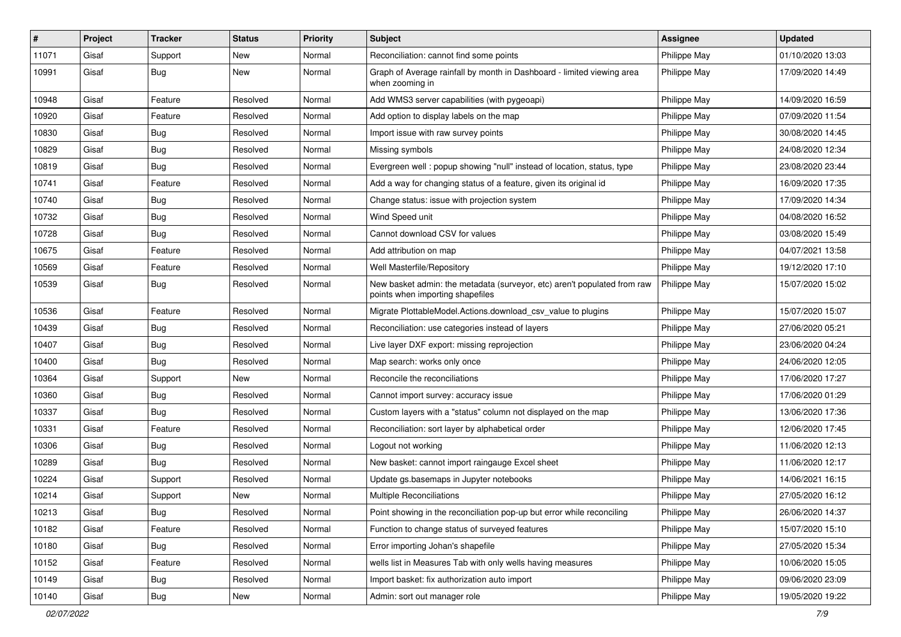| # | Project | Tracker | Status | Priority | Subject | Assignee | Updated |
|---|---|---|---|---|---|---|---|
| 11071 | Gisaf | Support | New | Normal | Reconciliation: cannot find some points | Philippe May | 01/10/2020 13:03 |
| 10991 | Gisaf | Bug | New | Normal | Graph of Average rainfall by month in Dashboard - limited viewing area when zooming in | Philippe May | 17/09/2020 14:49 |
| 10948 | Gisaf | Feature | Resolved | Normal | Add WMS3 server capabilities (with pygeoapi) | Philippe May | 14/09/2020 16:59 |
| 10920 | Gisaf | Feature | Resolved | Normal | Add option to display labels on the map | Philippe May | 07/09/2020 11:54 |
| 10830 | Gisaf | Bug | Resolved | Normal | Import issue with raw survey points | Philippe May | 30/08/2020 14:45 |
| 10829 | Gisaf | Bug | Resolved | Normal | Missing symbols | Philippe May | 24/08/2020 12:34 |
| 10819 | Gisaf | Bug | Resolved | Normal | Evergreen well : popup showing "null" instead of location, status, type | Philippe May | 23/08/2020 23:44 |
| 10741 | Gisaf | Feature | Resolved | Normal | Add a way for changing status of a feature, given its original id | Philippe May | 16/09/2020 17:35 |
| 10740 | Gisaf | Bug | Resolved | Normal | Change status: issue with projection system | Philippe May | 17/09/2020 14:34 |
| 10732 | Gisaf | Bug | Resolved | Normal | Wind Speed unit | Philippe May | 04/08/2020 16:52 |
| 10728 | Gisaf | Bug | Resolved | Normal | Cannot download CSV for values | Philippe May | 03/08/2020 15:49 |
| 10675 | Gisaf | Feature | Resolved | Normal | Add attribution on map | Philippe May | 04/07/2021 13:58 |
| 10569 | Gisaf | Feature | Resolved | Normal | Well Masterfile/Repository | Philippe May | 19/12/2020 17:10 |
| 10539 | Gisaf | Bug | Resolved | Normal | New basket admin: the metadata (surveyor, etc) aren't populated from raw points when importing shapefiles | Philippe May | 15/07/2020 15:02 |
| 10536 | Gisaf | Feature | Resolved | Normal | Migrate PlottableModel.Actions.download_csv_value to plugins | Philippe May | 15/07/2020 15:07 |
| 10439 | Gisaf | Bug | Resolved | Normal | Reconciliation: use categories instead of layers | Philippe May | 27/06/2020 05:21 |
| 10407 | Gisaf | Bug | Resolved | Normal | Live layer DXF export: missing reprojection | Philippe May | 23/06/2020 04:24 |
| 10400 | Gisaf | Bug | Resolved | Normal | Map search: works only once | Philippe May | 24/06/2020 12:05 |
| 10364 | Gisaf | Support | New | Normal | Reconcile the reconciliations | Philippe May | 17/06/2020 17:27 |
| 10360 | Gisaf | Bug | Resolved | Normal | Cannot import survey: accuracy issue | Philippe May | 17/06/2020 01:29 |
| 10337 | Gisaf | Bug | Resolved | Normal | Custom layers with a "status" column not displayed on the map | Philippe May | 13/06/2020 17:36 |
| 10331 | Gisaf | Feature | Resolved | Normal | Reconciliation: sort layer by alphabetical order | Philippe May | 12/06/2020 17:45 |
| 10306 | Gisaf | Bug | Resolved | Normal | Logout not working | Philippe May | 11/06/2020 12:13 |
| 10289 | Gisaf | Bug | Resolved | Normal | New basket: cannot import raingauge Excel sheet | Philippe May | 11/06/2020 12:17 |
| 10224 | Gisaf | Support | Resolved | Normal | Update gs.basemaps in Jupyter notebooks | Philippe May | 14/06/2021 16:15 |
| 10214 | Gisaf | Support | New | Normal | Multiple Reconciliations | Philippe May | 27/05/2020 16:12 |
| 10213 | Gisaf | Bug | Resolved | Normal | Point showing in the reconciliation pop-up but error while reconciling | Philippe May | 26/06/2020 14:37 |
| 10182 | Gisaf | Feature | Resolved | Normal | Function to change status of surveyed features | Philippe May | 15/07/2020 15:10 |
| 10180 | Gisaf | Bug | Resolved | Normal | Error importing Johan's shapefile | Philippe May | 27/05/2020 15:34 |
| 10152 | Gisaf | Feature | Resolved | Normal | wells list in Measures Tab with only wells having measures | Philippe May | 10/06/2020 15:05 |
| 10149 | Gisaf | Bug | Resolved | Normal | Import basket: fix authorization auto import | Philippe May | 09/06/2020 23:09 |
| 10140 | Gisaf | Bug | New | Normal | Admin: sort out manager role | Philippe May | 19/05/2020 19:22 |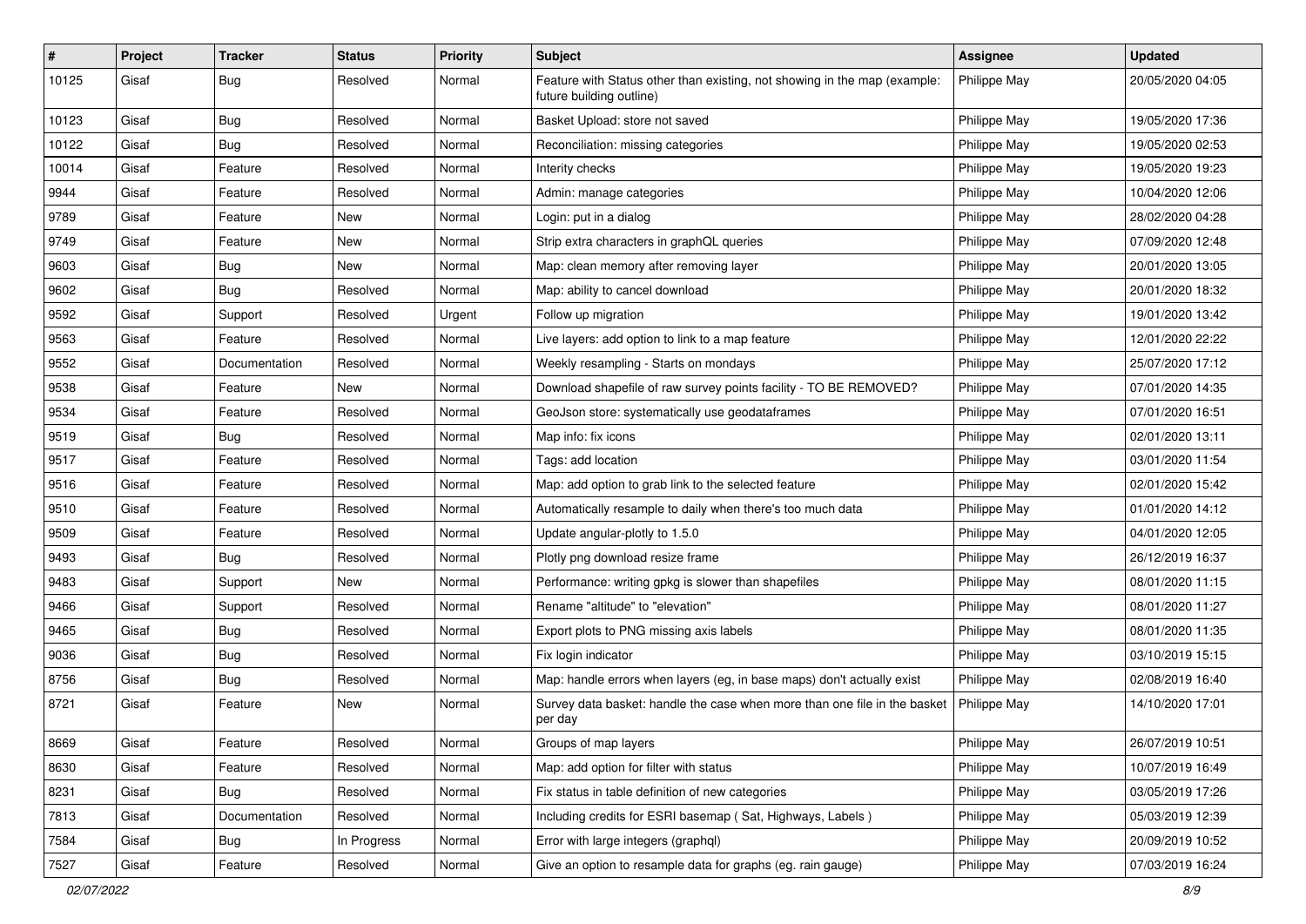| # | Project | Tracker | Status | Priority | Subject | Assignee | Updated |
|---|---|---|---|---|---|---|---|
| 10125 | Gisaf | Bug | Resolved | Normal | Feature with Status other than existing, not showing in the map (example: future building outline) | Philippe May | 20/05/2020 04:05 |
| 10123 | Gisaf | Bug | Resolved | Normal | Basket Upload: store not saved | Philippe May | 19/05/2020 17:36 |
| 10122 | Gisaf | Bug | Resolved | Normal | Reconciliation: missing categories | Philippe May | 19/05/2020 02:53 |
| 10014 | Gisaf | Feature | Resolved | Normal | Interity checks | Philippe May | 19/05/2020 19:23 |
| 9944 | Gisaf | Feature | Resolved | Normal | Admin: manage categories | Philippe May | 10/04/2020 12:06 |
| 9789 | Gisaf | Feature | New | Normal | Login: put in a dialog | Philippe May | 28/02/2020 04:28 |
| 9749 | Gisaf | Feature | New | Normal | Strip extra characters in graphQL queries | Philippe May | 07/09/2020 12:48 |
| 9603 | Gisaf | Bug | New | Normal | Map: clean memory after removing layer | Philippe May | 20/01/2020 13:05 |
| 9602 | Gisaf | Bug | Resolved | Normal | Map: ability to cancel download | Philippe May | 20/01/2020 18:32 |
| 9592 | Gisaf | Support | Resolved | Urgent | Follow up migration | Philippe May | 19/01/2020 13:42 |
| 9563 | Gisaf | Feature | Resolved | Normal | Live layers: add option to link to a map feature | Philippe May | 12/01/2020 22:22 |
| 9552 | Gisaf | Documentation | Resolved | Normal | Weekly resampling - Starts on mondays | Philippe May | 25/07/2020 17:12 |
| 9538 | Gisaf | Feature | New | Normal | Download shapefile of raw survey points facility - TO BE REMOVED? | Philippe May | 07/01/2020 14:35 |
| 9534 | Gisaf | Feature | Resolved | Normal | GeoJson store: systematically use geodataframes | Philippe May | 07/01/2020 16:51 |
| 9519 | Gisaf | Bug | Resolved | Normal | Map info: fix icons | Philippe May | 02/01/2020 13:11 |
| 9517 | Gisaf | Feature | Resolved | Normal | Tags: add location | Philippe May | 03/01/2020 11:54 |
| 9516 | Gisaf | Feature | Resolved | Normal | Map: add option to grab link to the selected feature | Philippe May | 02/01/2020 15:42 |
| 9510 | Gisaf | Feature | Resolved | Normal | Automatically resample to daily when there's too much data | Philippe May | 01/01/2020 14:12 |
| 9509 | Gisaf | Feature | Resolved | Normal | Update angular-plotly to 1.5.0 | Philippe May | 04/01/2020 12:05 |
| 9493 | Gisaf | Bug | Resolved | Normal | Plotly png download resize frame | Philippe May | 26/12/2019 16:37 |
| 9483 | Gisaf | Support | New | Normal | Performance: writing gpkg is slower than shapefiles | Philippe May | 08/01/2020 11:15 |
| 9466 | Gisaf | Support | Resolved | Normal | Rename "altitude" to "elevation" | Philippe May | 08/01/2020 11:27 |
| 9465 | Gisaf | Bug | Resolved | Normal | Export plots to PNG missing axis labels | Philippe May | 08/01/2020 11:35 |
| 9036 | Gisaf | Bug | Resolved | Normal | Fix login indicator | Philippe May | 03/10/2019 15:15 |
| 8756 | Gisaf | Bug | Resolved | Normal | Map: handle errors when layers (eg, in base maps) don't actually exist | Philippe May | 02/08/2019 16:40 |
| 8721 | Gisaf | Feature | New | Normal | Survey data basket: handle the case when more than one file in the basket per day | Philippe May | 14/10/2020 17:01 |
| 8669 | Gisaf | Feature | Resolved | Normal | Groups of map layers | Philippe May | 26/07/2019 10:51 |
| 8630 | Gisaf | Feature | Resolved | Normal | Map: add option for filter with status | Philippe May | 10/07/2019 16:49 |
| 8231 | Gisaf | Bug | Resolved | Normal | Fix status in table definition of new categories | Philippe May | 03/05/2019 17:26 |
| 7813 | Gisaf | Documentation | Resolved | Normal | Including credits for ESRI basemap ( Sat, Highways, Labels ) | Philippe May | 05/03/2019 12:39 |
| 7584 | Gisaf | Bug | In Progress | Normal | Error with large integers (graphql) | Philippe May | 20/09/2019 10:52 |
| 7527 | Gisaf | Feature | Resolved | Normal | Give an option to resample data for graphs (eg. rain gauge) | Philippe May | 07/03/2019 16:24 |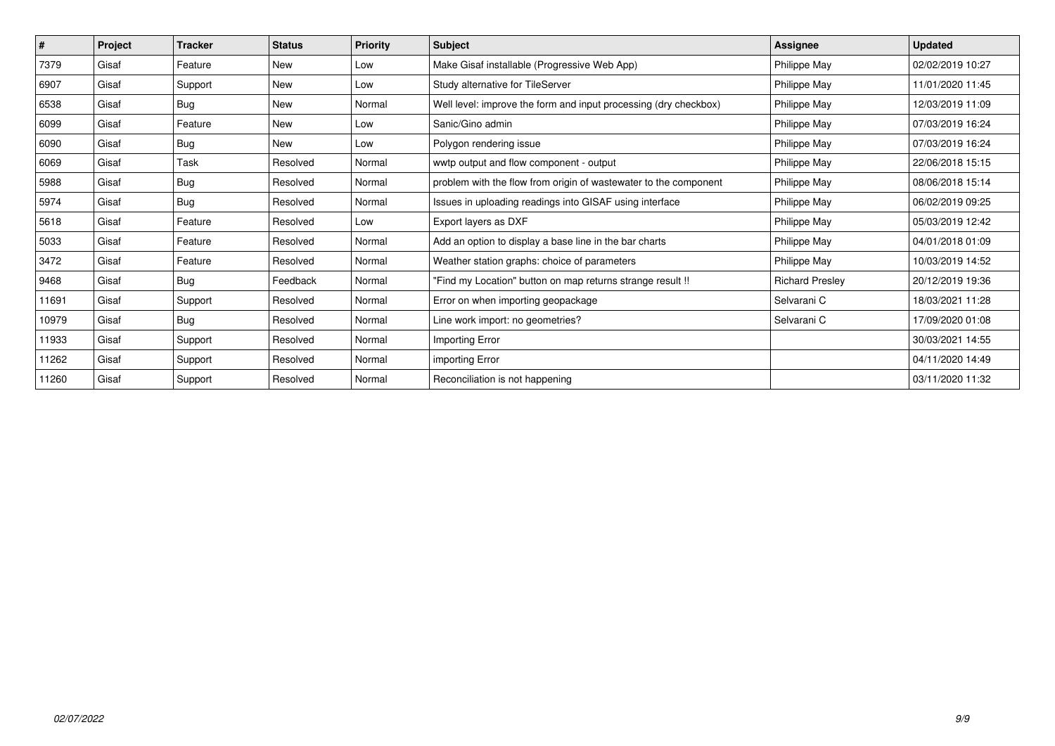| # | Project | Tracker | Status | Priority | Subject | Assignee | Updated |
|---|---|---|---|---|---|---|---|
| 7379 | Gisaf | Feature | New | Low | Make Gisaf installable (Progressive Web App) | Philippe May | 02/02/2019 10:27 |
| 6907 | Gisaf | Support | New | Low | Study alternative for TileServer | Philippe May | 11/01/2020 11:45 |
| 6538 | Gisaf | Bug | New | Normal | Well level: improve the form and input processing (dry checkbox) | Philippe May | 12/03/2019 11:09 |
| 6099 | Gisaf | Feature | New | Low | Sanic/Gino admin | Philippe May | 07/03/2019 16:24 |
| 6090 | Gisaf | Bug | New | Low | Polygon rendering issue | Philippe May | 07/03/2019 16:24 |
| 6069 | Gisaf | Task | Resolved | Normal | wwtp output and flow component - output | Philippe May | 22/06/2018 15:15 |
| 5988 | Gisaf | Bug | Resolved | Normal | problem with the flow from origin of wastewater to the component | Philippe May | 08/06/2018 15:14 |
| 5974 | Gisaf | Bug | Resolved | Normal | Issues in uploading readings into GISAF using interface | Philippe May | 06/02/2019 09:25 |
| 5618 | Gisaf | Feature | Resolved | Low | Export layers as DXF | Philippe May | 05/03/2019 12:42 |
| 5033 | Gisaf | Feature | Resolved | Normal | Add an option to display a base line in the bar charts | Philippe May | 04/01/2018 01:09 |
| 3472 | Gisaf | Feature | Resolved | Normal | Weather station graphs: choice of parameters | Philippe May | 10/03/2019 14:52 |
| 9468 | Gisaf | Bug | Feedback | Normal | "Find my Location" button on map returns strange result !! | Richard Presley | 20/12/2019 19:36 |
| 11691 | Gisaf | Support | Resolved | Normal | Error on when importing geopackage | Selvarani C | 18/03/2021 11:28 |
| 10979 | Gisaf | Bug | Resolved | Normal | Line work import: no geometries? | Selvarani C | 17/09/2020 01:08 |
| 11933 | Gisaf | Support | Resolved | Normal | Importing Error | | 30/03/2021 14:55 |
| 11262 | Gisaf | Support | Resolved | Normal | importing Error | | 04/11/2020 14:49 |
| 11260 | Gisaf | Support | Resolved | Normal | Reconciliation is not happening | | 03/11/2020 11:32 |